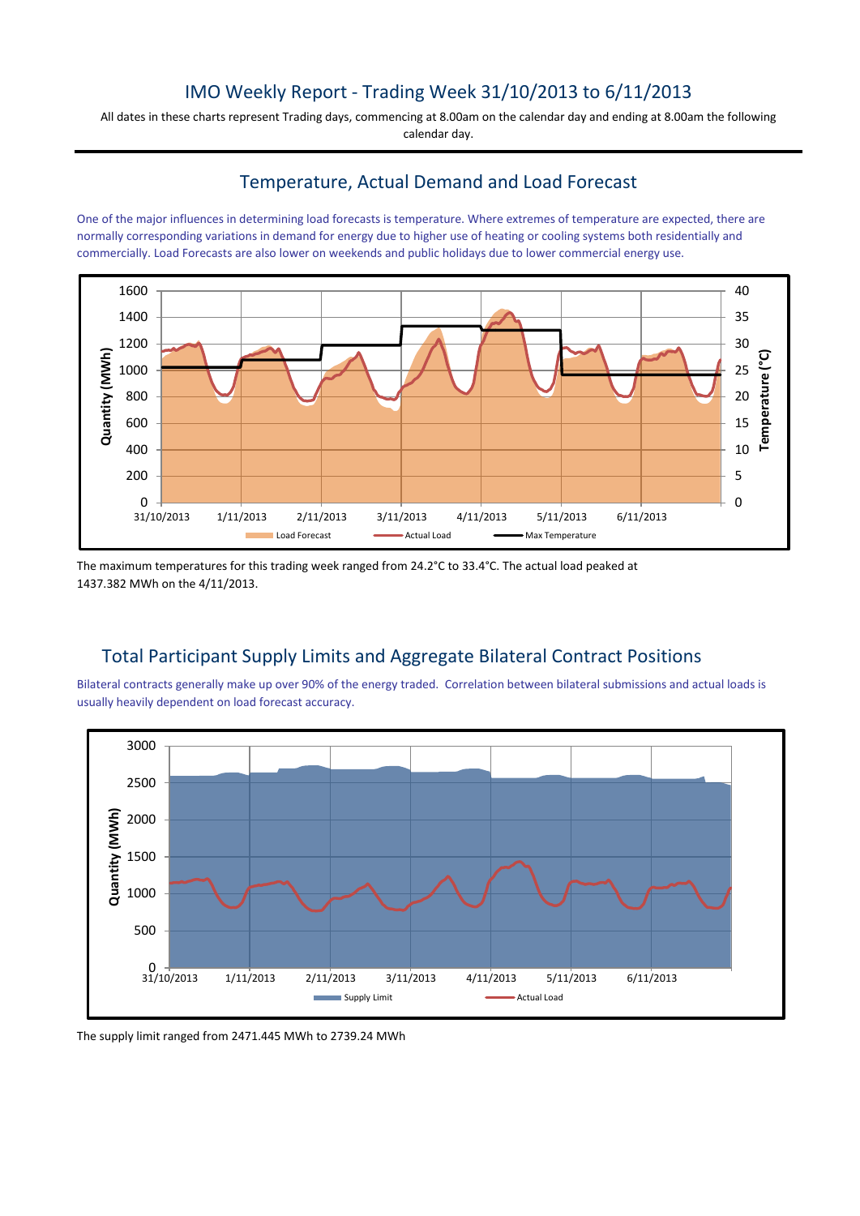# IMO Weekly Report - Trading Week 31/10/2013 to 6/11/2013

All dates in these charts represent Trading days, commencing at 8.00am on the calendar day and ending at 8.00am the following calendar day.

## Temperature, Actual Demand and Load Forecast

One of the major influences in determining load forecasts is temperature. Where extremes of temperature are expected, there are normally corresponding variations in demand for energy due to higher use of heating or cooling systems both residentially and commercially. Load Forecasts are also lower on weekends and public holidays due to lower commercial energy use.

The maximum temperatures for this trading week ranged from 24.2°C to 33.4°C. The actual load peaked at 1437.382 MWh on the 4/11/2013.

## Total Participant Supply Limits and Aggregate Bilateral Contract Positions

Bilateral contracts generally make up over 90% of the energy traded. Correlation between bilateral submissions and actual loads is usually heavily dependent on load forecast accuracy.

The supply limit ranged from 2471.445 MWh to 2739.24 MWh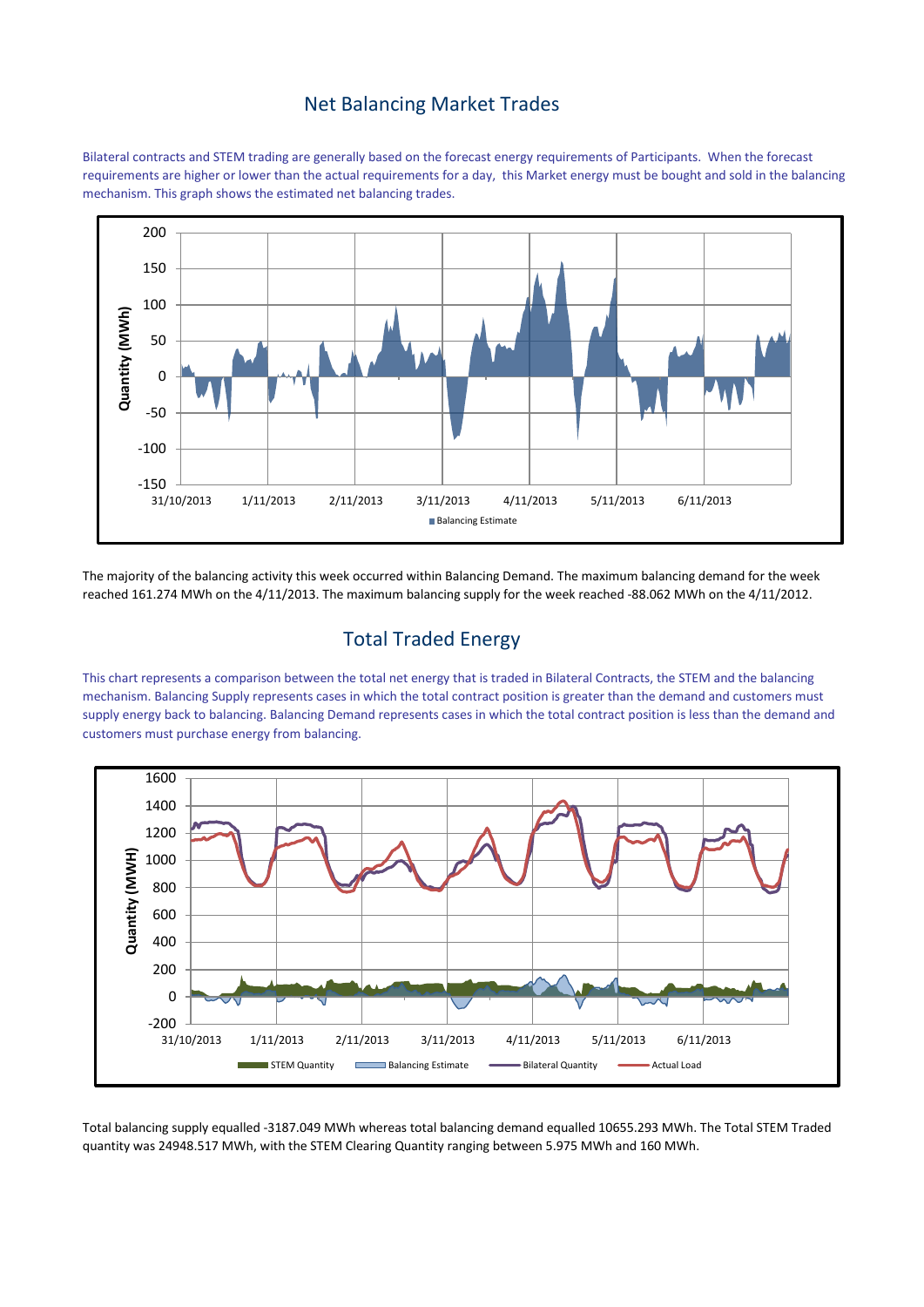## Net Balancing Market Trades

Bilateral contracts and STEM trading are generally based on the forecast energy requirements of Participants. When the forecast requirements are higher or lower than the actual requirements for a day, this Market energy must be bought and sold in the balancing mechanism. This graph shows the estimated net balancing trades.

The majority of the balancing activity this week occurred within Balancing Demand. The maximum balancing demand for the week reached 161.274 MWh on the 4/11/2013. The maximum balancing supply for the week reached -88.062 MWh on the 4/11/2012.

## Total Traded Energy

This chart represents a comparison between the total net energy that is traded in Bilateral Contracts, the STEM and the balancing mechanism. Balancing Supply represents cases in which the total contract position is greater than the demand and customers must supply energy back to balancing. Balancing Demand represents cases in which the total contract position is less than the demand and customers must purchase energy from balancing.

Total balancing supply equalled -3187.049 MWh whereas total balancing demand equalled 10655.293 MWh. The Total STEM Traded quantity was 24948.517 MWh, with the STEM Clearing Quantity ranging between 5.975 MWh and 160 MWh.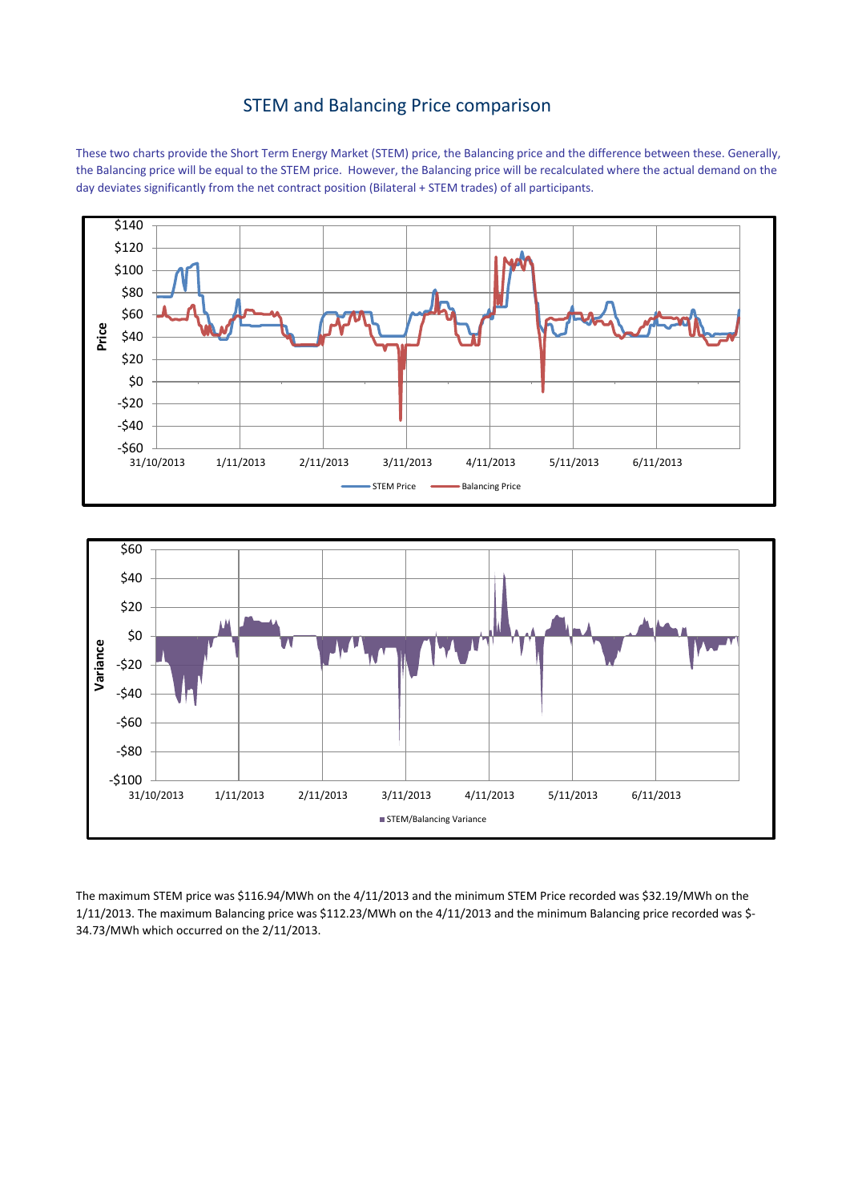# STEM and Balancing Price comparison

These two charts provide the Short Term Energy Market (STEM) price, the Balancing price and the difference between these. Generally, the Balancing price will be equal to the STEM price. However, the Balancing price will be recalculated where the actual demand on the day deviates significantly from the net contract position (Bilateral + STEM trades) of all participants.

Price

$140
$120
$100
$80
$60
$40
$20
$0
-$20
-$40
-$60

31/10/2013 1/11/2013 2/11/2013 3/11/2013 4/11/2013 5/11/2013 6/11/2013

STEM Price Balancing Price

Variance

$60
$40
$20
$0
-$20
-$40
-$60
-$80
-$100

31/10/2013 1/11/2013 2/11/2013 3/11/2013 4/11/2013 5/11/2013 6/11/2013

STEM/Balancing Variance

The maximum STEM price was $116.94/MWh on the 4/11/2013 and the minimum STEM Price recorded was $32.19/MWh on the 1/11/2013. The maximum Balancing price was $112.23/MWh on the 4/11/2013 and the minimum Balancing price recorded was $-34.73/MWh which occurred on the 2/11/2013.